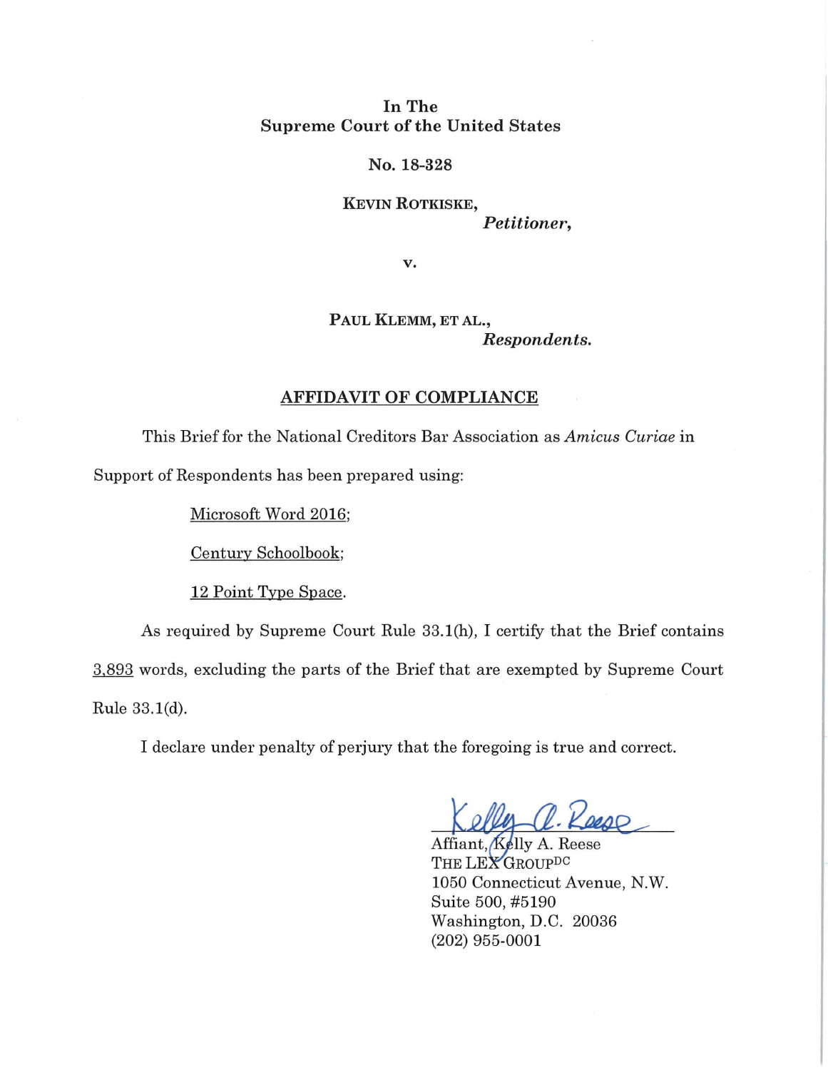In The
Supreme Court of the United States

No. 18-328

KEVIN ROTKISKE,
*Petitioner*,

v.

PAUL KLEMM, ET AL.,
*Respondents.*

## AFFIDAVIT OF COMPLIANCE

This Brief for the National Creditors Bar Association as *Amicus Curiae* in Support of Respondents has been prepared using:

Microsoft Word 2016;

Century Schoolbook;

12 Point Type Space.

As required by Supreme Court Rule 33.1(h), I certify that the Brief contains 3,893 words, excluding the parts of the Brief that are exempted by Supreme Court Rule 33.1(d).

I declare under penalty of perjury that the foregoing is true and correct.

Kelly A. Reese

Affiant, Kelly A. Reese
THE LEX GROUP[DC]
1050 Connecticut Avenue, N.W.
Suite 500, #5190
Washington, D.C. 20036
(202) 955-0001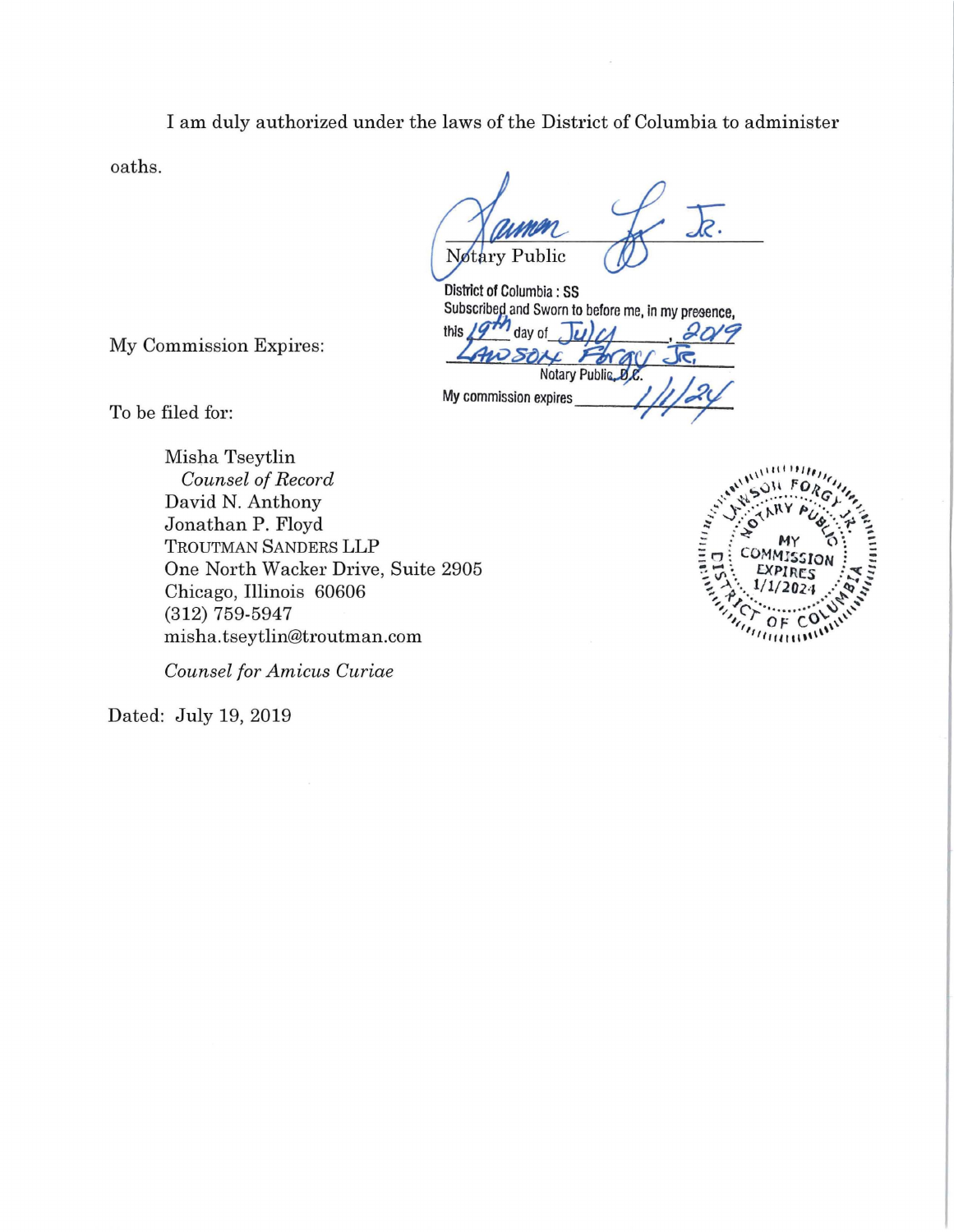I am duly authorized under the laws of the District of Columbia to administer oaths.

Notary Public

District of Columbia : SS
Subscribed and Sworn to before me, in my presence,
this 19th day of July, 2019
Lawson Forgy Jr.
Notary Public, D.C.
My commission expires 1/1/24

My Commission Expires:

LAWSON FORGY JR.
NOTARY PUBLIC
MY COMMISSION EXPIRES 1/1/2024
DISTRICT OF COLUMBIA

To be filed for:

Misha Tseytlin
*Counsel of Record*
David N. Anthony
Jonathan P. Floyd
TROUTMAN SANDERS LLP
One North Wacker Drive, Suite 2905
Chicago, Illinois 60606
(312) 759-5947
misha.tseytlin@troutman.com

*Counsel for Amicus Curiae*

Dated: July 19, 2019